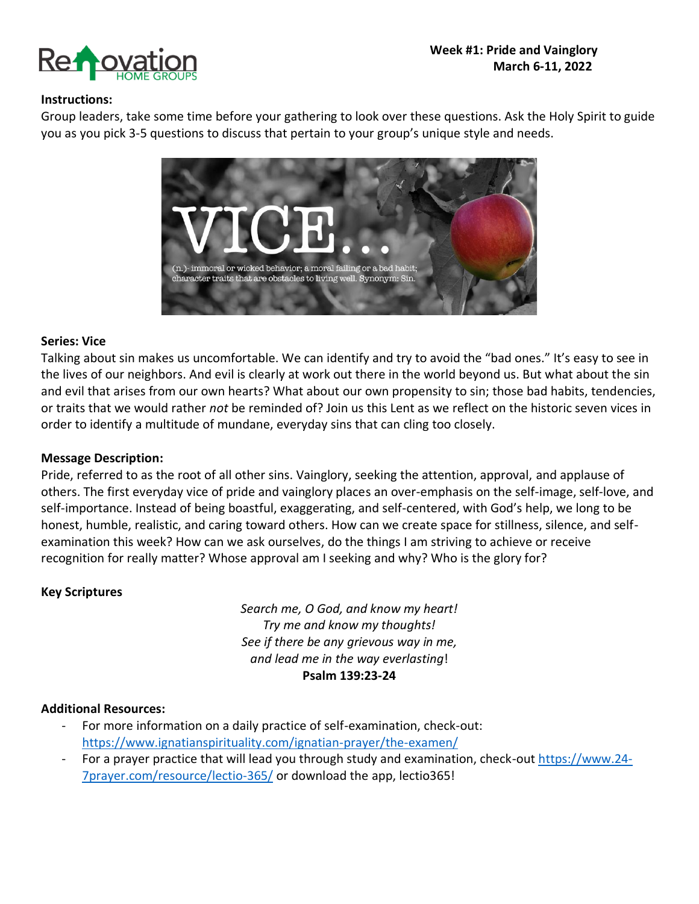**Week #1: Pride and Vainglory**
**March 6-11, 2022**

**Instructions:**
Group leaders, take some time before your gathering to look over these questions. Ask the Holy Spirit to guide you as you pick 3-5 questions to discuss that pertain to your group's unique style and needs.

VICE...
(n.)- immoral or wicked behavior; a moral failing or a bad habit; character traits that are obstacles to living well. Synonym: Sin.

**Series: Vice**
Talking about sin makes us uncomfortable. We can identify and try to avoid the "bad ones." It's easy to see in the lives of our neighbors. And evil is clearly at work out there in the world beyond us. But what about the sin and evil that arises from our own hearts? What about our own propensity to sin; those bad habits, tendencies, or traits that we would rather *not* be reminded of? Join us this Lent as we reflect on the historic seven vices in order to identify a multitude of mundane, everyday sins that can cling too closely.

**Message Description:**
Pride, referred to as the root of all other sins. Vainglory, seeking the attention, approval, and applause of others. The first everyday vice of pride and vainglory places an over-emphasis on the self-image, self-love, and self-importance. Instead of being boastful, exaggerating, and self-centered, with God's help, we long to be honest, humble, realistic, and caring toward others. How can we create space for stillness, silence, and self-examination this week? How can we ask ourselves, do the things I am striving to achieve or receive recognition for really matter? Whose approval am I seeking and why? Who is the glory for?

**Key Scriptures**

*Search me, O God, and know my heart!*
*Try me and know my thoughts!*
*See if there be any grievous way in me,*
*and lead me in the way everlasting*!
**Psalm 139:23-24**

**Additional Resources:**
- For more information on a daily practice of self-examination, check-out: https://www.ignatianspirituality.com/ignatian-prayer/the-examen/
- For a prayer practice that will lead you through study and examination, check-out https://www.24-7prayer.com/resource/lectio-365/ or download the app, lectio365!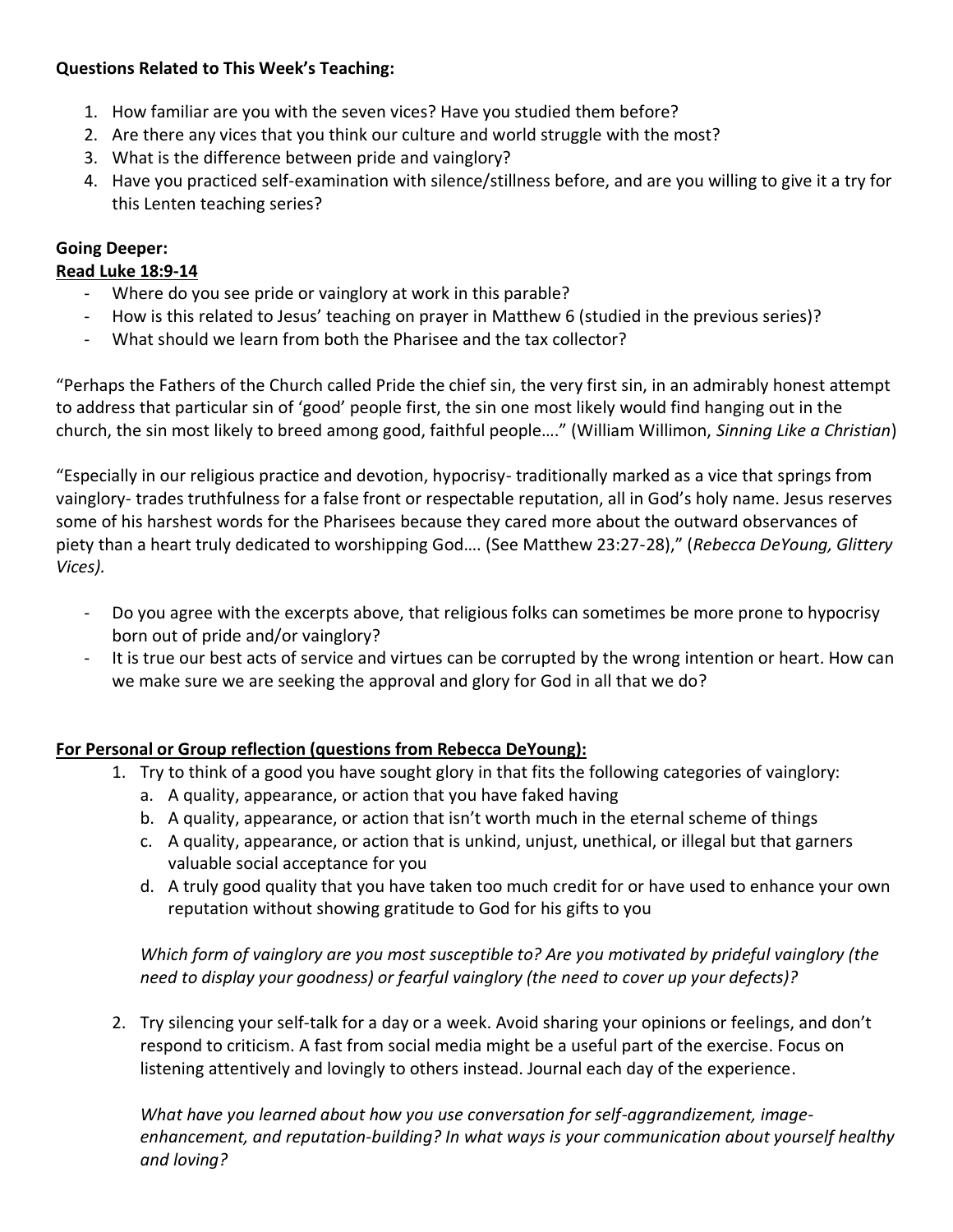**Questions Related to This Week's Teaching:**

1. How familiar are you with the seven vices? Have you studied them before?
2. Are there any vices that you think our culture and world struggle with the most?
3. What is the difference between pride and vainglory?
4. Have you practiced self-examination with silence/stillness before, and are you willing to give it a try for this Lenten teaching series?

**Going Deeper:**

**Read Luke 18:9-14**

- Where do you see pride or vainglory at work in this parable?
- How is this related to Jesus' teaching on prayer in Matthew 6 (studied in the previous series)?
- What should we learn from both the Pharisee and the tax collector?

"Perhaps the Fathers of the Church called Pride the chief sin, the very first sin, in an admirably honest attempt to address that particular sin of 'good' people first, the sin one most likely would find hanging out in the church, the sin most likely to breed among good, faithful people…." (William Willimon, *Sinning Like a Christian*)

"Especially in our religious practice and devotion, hypocrisy- traditionally marked as a vice that springs from vainglory- trades truthfulness for a false front or respectable reputation, all in God's holy name. Jesus reserves some of his harshest words for the Pharisees because they cared more about the outward observances of piety than a heart truly dedicated to worshipping God…. (See Matthew 23:27-28)," (*Rebecca DeYoung, Glittery Vices).*

- Do you agree with the excerpts above, that religious folks can sometimes be more prone to hypocrisy born out of pride and/or vainglory?
- It is true our best acts of service and virtues can be corrupted by the wrong intention or heart. How can we make sure we are seeking the approval and glory for God in all that we do?

**For Personal or Group reflection (questions from Rebecca DeYoung):**

1. Try to think of a good you have sought glory in that fits the following categories of vainglory:
   a. A quality, appearance, or action that you have faked having
   b. A quality, appearance, or action that isn't worth much in the eternal scheme of things
   c. A quality, appearance, or action that is unkind, unjust, unethical, or illegal but that garners valuable social acceptance for you
   d. A truly good quality that you have taken too much credit for or have used to enhance your own reputation without showing gratitude to God for his gifts to you

   *Which form of vainglory are you most susceptible to? Are you motivated by prideful vainglory (the need to display your goodness) or fearful vainglory (the need to cover up your defects)?*

2. Try silencing your self-talk for a day or a week. Avoid sharing your opinions or feelings, and don't respond to criticism. A fast from social media might be a useful part of the exercise. Focus on listening attentively and lovingly to others instead. Journal each day of the experience.

   *What have you learned about how you use conversation for self-aggrandizement, image-enhancement, and reputation-building? In what ways is your communication about yourself healthy and loving?*